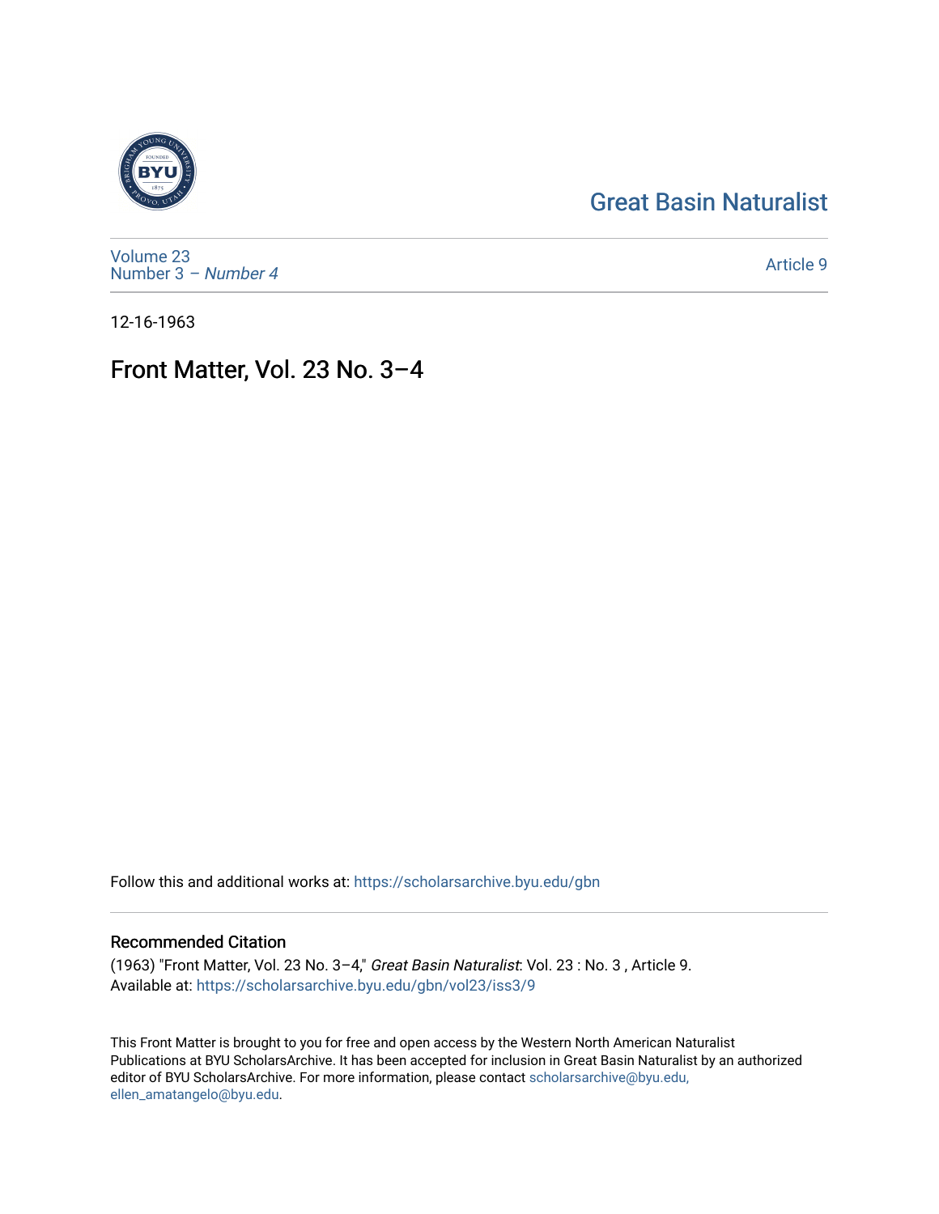# Great Basin Naturalist

Volume 23
Number 3 – *Number 4*

Article 9

12-16-1963

# Front Matter, Vol. 23 No. 3–4

Follow this and additional works at: https://scholarsarchive.byu.edu/gbn

## Recommended Citation

(1963) "Front Matter, Vol. 23 No. 3–4," *Great Basin Naturalist*: Vol. 23 : No. 3 , Article 9.
Available at: https://scholarsarchive.byu.edu/gbn/vol23/iss3/9

This Front Matter is brought to you for free and open access by the Western North American Naturalist Publications at BYU ScholarsArchive. It has been accepted for inclusion in Great Basin Naturalist by an authorized editor of BYU ScholarsArchive. For more information, please contact scholarsarchive@byu.edu, ellen_amatangelo@byu.edu.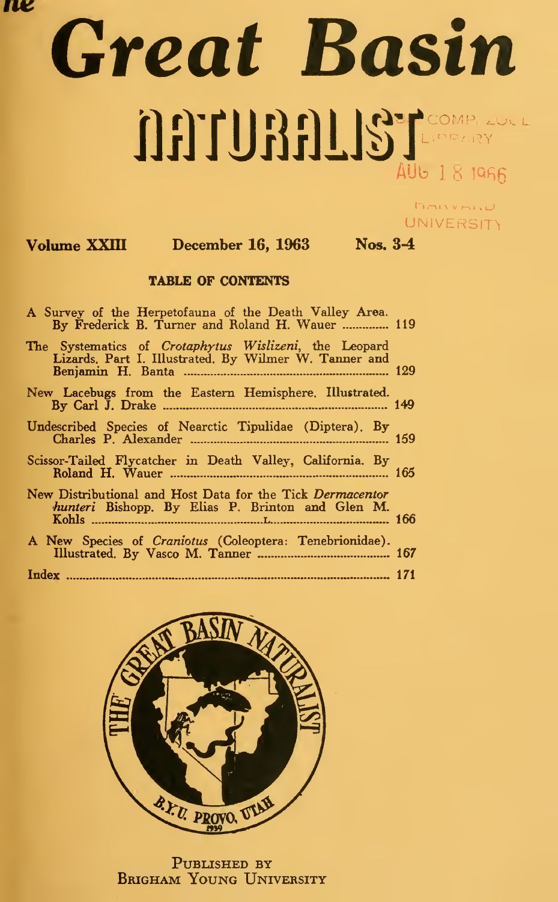# Great Basin

# NATURALIST

COMP. ZOOL LIBRARY

AUG 18 1966

HARVARD UNIVERSITY

**Volume XXIII** **December 16, 1963** **Nos. 3-4**

### TABLE OF CONTENTS

A Survey of the Herpetofauna of the Death Valley Area. By Frederick B. Turner and Roland H. Wauer ............... 119

The Systematics of *Crotaphytus Wislizeni*, the Leopard Lizards. Part I. Illustrated. By Wilmer W. Tanner and Benjamin H. Banta ............... 129

New Lacebugs from the Eastern Hemisphere. Illustrated. By Carl J. Drake ............... 149

Undescribed Species of Nearctic Tipulidae (Diptera). By Charles P. Alexander ............... 159

Scissor-Tailed Flycatcher in Death Valley, California. By Roland H. Wauer ............... 165

New Distributional and Host Data for the Tick *Dermacentor hunteri* Bishopp. By Elias P. Brinton and Glen M. Kohls ............... 166

A New Species of *Craniotus* (Coleoptera: Tenebrionidae). Illustrated. By Vasco M. Tanner ............... 167

Index ............... 171

THE GREAT BASIN NATURALIST

B.Y.U. PROVO, UTAH

1939

PUBLISHED BY
BRIGHAM YOUNG UNIVERSITY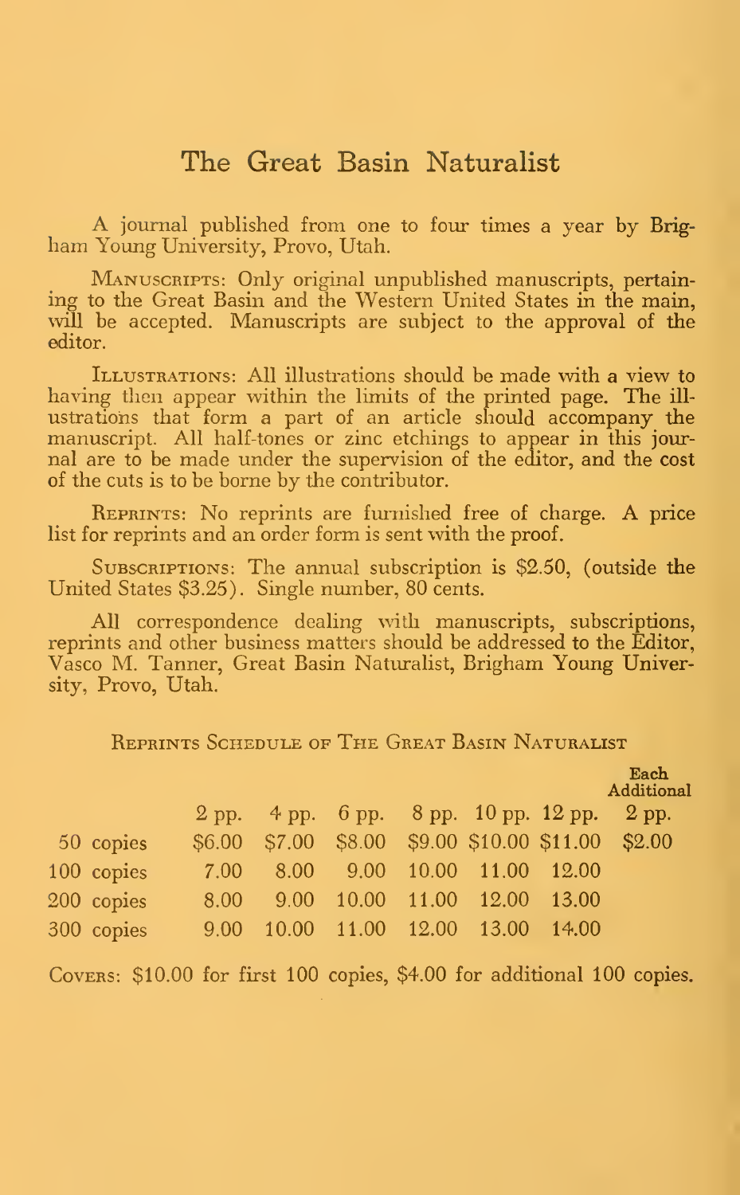# The Great Basin Naturalist

A journal published from one to four times a year by Brigham Young University, Provo, Utah.

MANUSCRIPTS: Only original unpublished manuscripts, pertaining to the Great Basin and the Western United States in the main, will be accepted. Manuscripts are subject to the approval of the editor.

ILLUSTRATIONS: All illustrations should be made with a view to having then appear within the limits of the printed page. The illustrations that form a part of an article should accompany the manuscript. All half-tones or zinc etchings to appear in this journal are to be made under the supervision of the editor, and the cost of the cuts is to be borne by the contributor.

REPRINTS: No reprints are furnished free of charge. A price list for reprints and an order form is sent with the proof.

SUBSCRIPTIONS: The annual subscription is $2.50, (outside the United States $3.25). Single number, 80 cents.

All correspondence dealing with manuscripts, subscriptions, reprints and other business matters should be addressed to the Editor, Vasco M. Tanner, Great Basin Naturalist, Brigham Young University, Provo, Utah.

REPRINTS SCHEDULE OF THE GREAT BASIN NATURALIST

| | 2 pp. | 4 pp. | 6 pp. | 8 pp. | 10 pp. | 12 pp. | Each Additional 2 pp. |
|---|---|---|---|---|---|---|---|
| 50 copies | $6.00 | $7.00 | $8.00 | $9.00 | $10.00 | $11.00 | $2.00 |
| 100 copies | 7.00 | 8.00 | 9.00 | 10.00 | 11.00 | 12.00 | |
| 200 copies | 8.00 | 9.00 | 10.00 | 11.00 | 12.00 | 13.00 | |
| 300 copies | 9.00 | 10.00 | 11.00 | 12.00 | 13.00 | 14.00 | |

COVERS: $10.00 for first 100 copies, $4.00 for additional 100 copies.